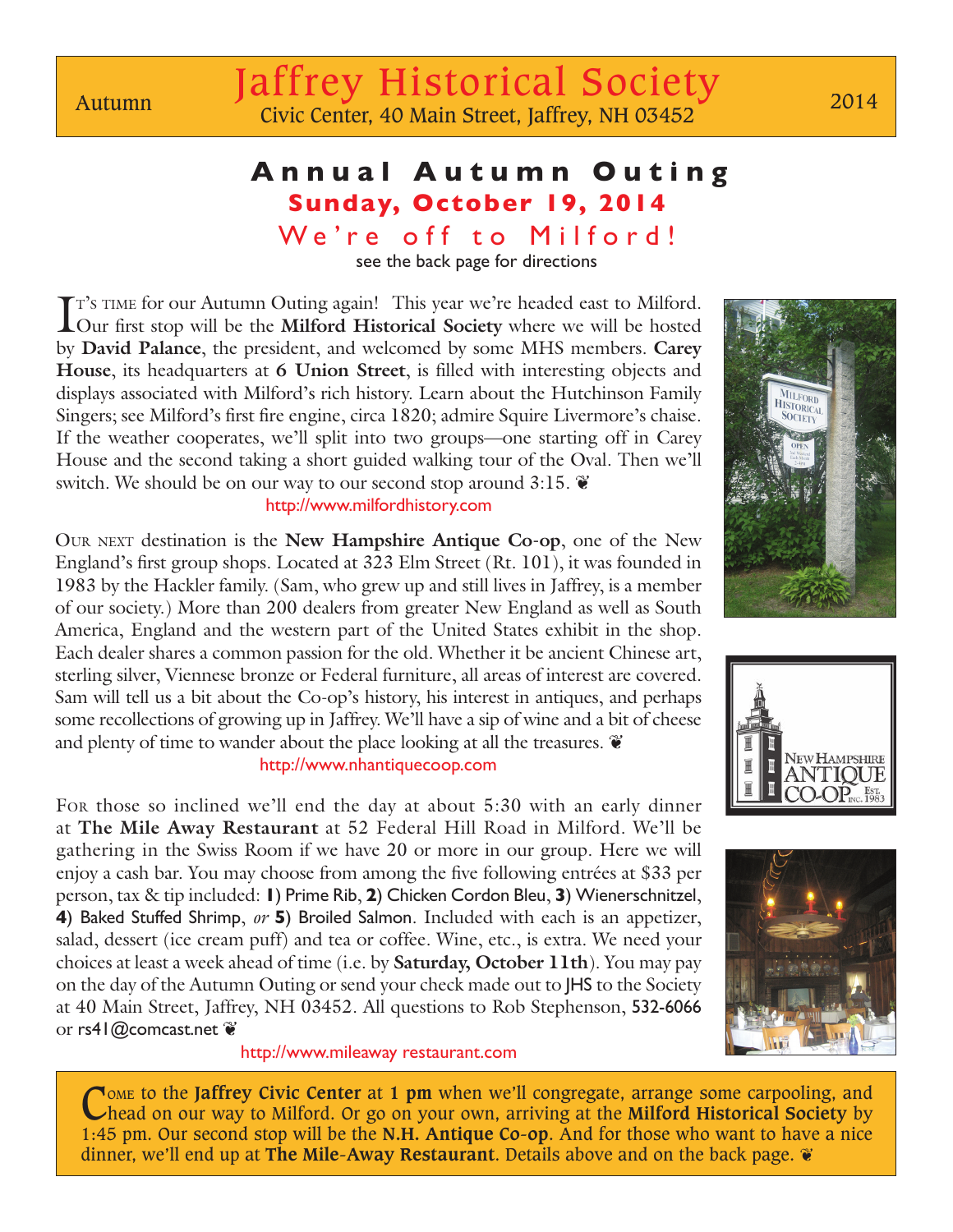Autumn

# Jaffrey Historical Society

Civic Center, 40 Main Street, Jaffrey, NH 03452

2014

## Annual Autumn Outing

### Sunday, October 19, 2014

### We're off to Milford!

see the back page for directions

It's time for our Autumn Outing again! This year we're headed east to Milford. Our first stop will be the **Milford Historical Society** where we will be hosted by **David Palance**, the president, and welcomed by some MHS members. **Carey House**, its headquarters at **6 Union Street**, is filled with interesting objects and displays associated with Milford's rich history. Learn about the Hutchinson Family Singers; see Milford's first fire engine, circa 1820; admire Squire Livermore's chaise. If the weather cooperates, we'll split into two groups—one starting off in Carey House and the second taking a short guided walking tour of the Oval. Then we'll switch. We should be on our way to our second stop around 3:15. ❦

http://www.milfordhistory.com

Our next destination is the **New Hampshire Antique Co-op**, one of the New England's first group shops. Located at 323 Elm Street (Rt. 101), it was founded in 1983 by the Hackler family. (Sam, who grew up and still lives in Jaffrey, is a member of our society.) More than 200 dealers from greater New England as well as South America, England and the western part of the United States exhibit in the shop. Each dealer shares a common passion for the old. Whether it be ancient Chinese art, sterling silver, Viennese bronze or Federal furniture, all areas of interest are covered. Sam will tell us a bit about the Co-op's history, his interest in antiques, and perhaps some recollections of growing up in Jaffrey. We'll have a sip of wine and a bit of cheese and plenty of time to wander about the place looking at all the treasures. ❦

http://www.nhantiquecoop.com

For those so inclined we'll end the day at about 5:30 with an early dinner at **The Mile Away Restaurant** at 52 Federal Hill Road in Milford. We'll be gathering in the Swiss Room if we have 20 or more in our group. Here we will enjoy a cash bar. You may choose from among the five following entrées at $33 per person, tax & tip included: **1**) Prime Rib, **2**) Chicken Cordon Bleu, **3**) Wienerschnitzel, **4**) Baked Stuffed Shrimp, *or* **5**) Broiled Salmon. Included with each is an appetizer, salad, dessert (ice cream puff) and tea or coffee. Wine, etc., is extra. We need your choices at least a week ahead of time (i.e. by **Saturday, October 11th**). You may pay on the day of the Autumn Outing or send your check made out to JHS to the Society at 40 Main Street, Jaffrey, NH 03452. All questions to Rob Stephenson, 532-6066 or rs41@comcast.net ❦

http://www.mileaway restaurant.com

Come to the **Jaffrey Civic Center** at **1 pm** when we'll congregate, arrange some carpooling, and head on our way to Milford. Or go on your own, arriving at the **Milford Historical Society** by 1:45 pm. Our second stop will be the **N.H. Antique Co-op**. And for those who want to have a nice dinner, we'll end up at **The Mile-Away Restaurant**. Details above and on the back page. ❦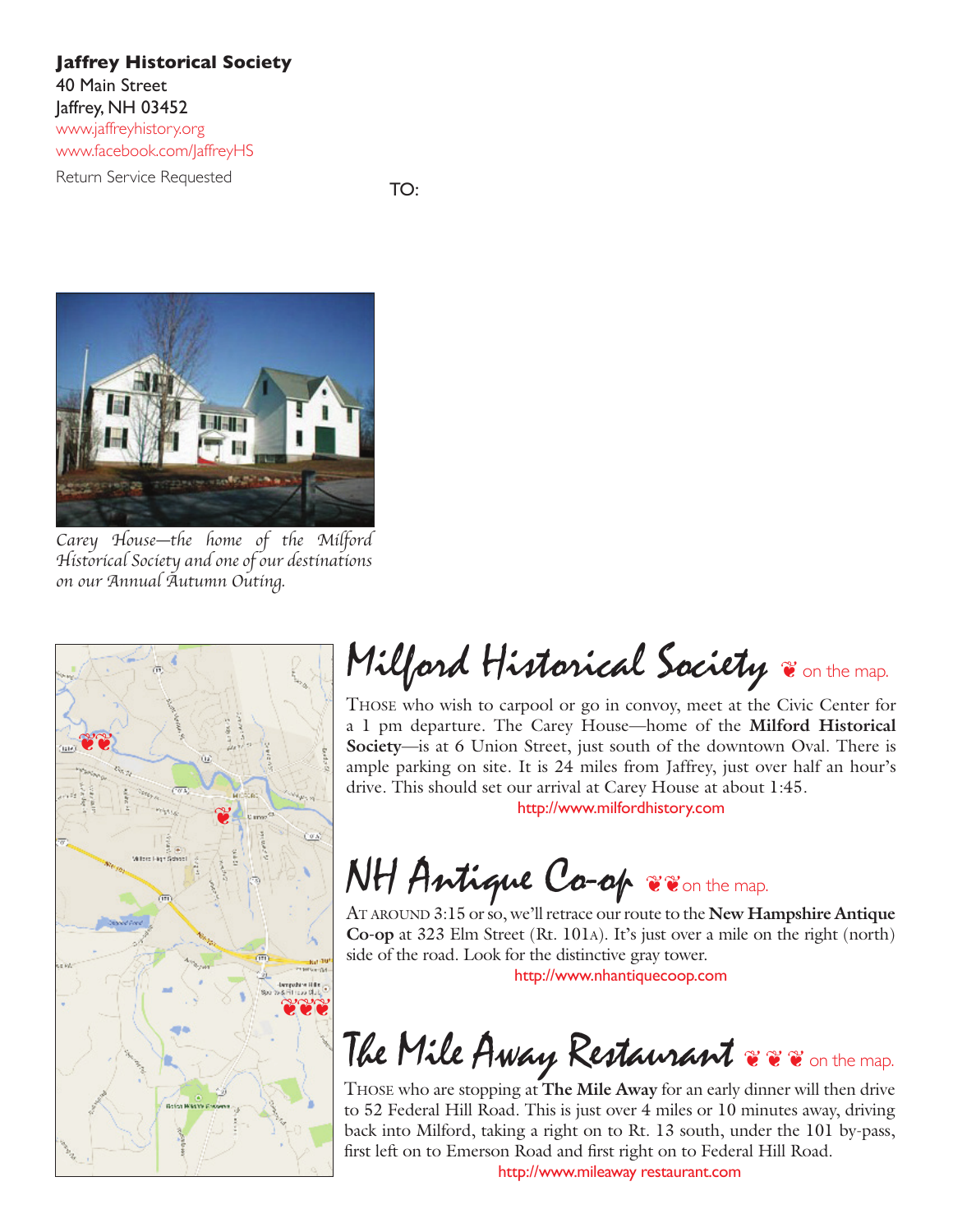**Jaffrey Historical Society**
40 Main Street
Jaffrey, NH 03452
www.jaffreyhistory.org
www.facebook.com/JaffreyHS
Return Service Requested

TO:

*Carey House—the home of the Milford Historical Society and one of our destinations on our Annual Autumn Outing.*

## Milford Historical Society ❦ on the map.

THOSE who wish to carpool or go in convoy, meet at the Civic Center for a 1 pm departure. The Carey House—home of the **Milford Historical Society**—is at 6 Union Street, just south of the downtown Oval. There is ample parking on site. It is 24 miles from Jaffrey, just over half an hour's drive. This should set our arrival at Carey House at about 1:45.

http://www.milfordhistory.com

## NH Antique Co-op ❦❦ on the map.

AT AROUND 3:15 or so, we'll retrace our route to the **New Hampshire Antique Co-op** at 323 Elm Street (Rt. 101A). It's just over a mile on the right (north) side of the road. Look for the distinctive gray tower.

http://www.nhantiquecoop.com

## The Mile Away Restaurant ❦ ❦ ❦ on the map.

THOSE who are stopping at **The Mile Away** for an early dinner will then drive to 52 Federal Hill Road. This is just over 4 miles or 10 minutes away, driving back into Milford, taking a right on to Rt. 13 south, under the 101 by-pass, first left on to Emerson Road and first right on to Federal Hill Road.

http://www.mileaway restaurant.com